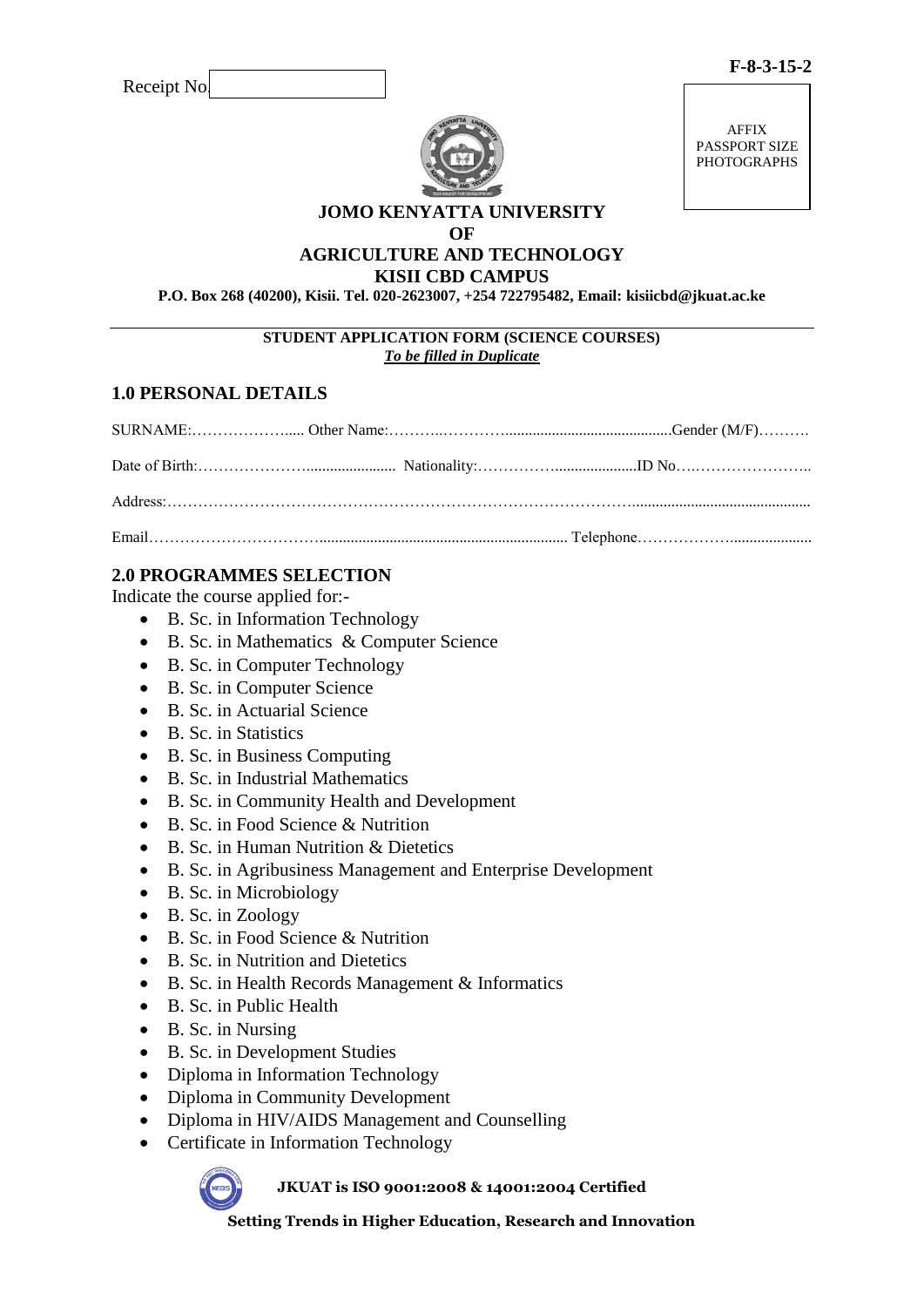Receipt No.

F-8-3-15-2

AFFIX PASSPORT SIZE PHOTOGRAPHS

# JOMO KENYATTA UNIVERSITY OF AGRICULTURE AND TECHNOLOGY
## KISII CBD CAMPUS

**P.O. Box 268 (40200), Kisii. Tel. 020-2623007, +254 722795482, Email: kisiicbd@jkuat.ac.ke**

---

**STUDENT APPLICATION FORM (SCIENCE COURSES)**

***To be filled in Duplicate***

## 1.0 PERSONAL DETAILS

SURNAME:………………….... Other Name:………..……………............................................Gender (M/F)……….

Date of Birth:…………………....................... Nationality:…………….....................ID No….…………………..

Address:…………………………………………………………………………….............................................

Email……………………………................................................................... Telephone………………....................

## 2.0 PROGRAMMES SELECTION

Indicate the course applied for:-

- B. Sc. in Information Technology
- B. Sc. in Mathematics & Computer Science
- B. Sc. in Computer Technology
- B. Sc. in Computer Science
- B. Sc. in Actuarial Science
- B. Sc. in Statistics
- B. Sc. in Business Computing
- B. Sc. in Industrial Mathematics
- B. Sc. in Community Health and Development
- B. Sc. in Food Science & Nutrition
- B. Sc. in Human Nutrition & Dietetics
- B. Sc. in Agribusiness Management and Enterprise Development
- B. Sc. in Microbiology
- B. Sc. in Zoology
- B. Sc. in Food Science & Nutrition
- B. Sc. in Nutrition and Dietetics
- B. Sc. in Health Records Management & Informatics
- B. Sc. in Public Health
- B. Sc. in Nursing
- B. Sc. in Development Studies
- Diploma in Information Technology
- Diploma in Community Development
- Diploma in HIV/AIDS Management and Counselling
- Certificate in Information Technology

**JKUAT is ISO 9001:2008 & 14001:2004 Certified**

**Setting Trends in Higher Education, Research and Innovation**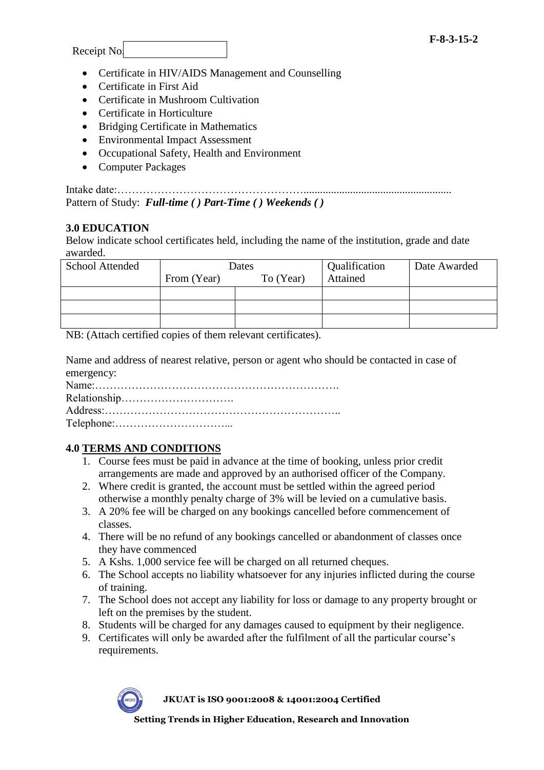F-8-3-15-2

Receipt No.

- Certificate in HIV/AIDS Management and Counselling
- Certificate in First Aid
- Certificate in Mushroom Cultivation
- Certificate in Horticulture
- Bridging Certificate in Mathematics
- Environmental Impact Assessment
- Occupational Safety, Health and Environment
- Computer Packages

Intake date:……………………………………………......................................................

Pattern of Study: ***Full-time ( ) Part-Time ( ) Weekends ( )***

## 3.0 EDUCATION

Below indicate school certificates held, including the name of the institution, grade and date awarded.

| School Attended | Dates | | Qualification Attained | Date Awarded |
|---|---|---|---|---|
| | From (Year) | To (Year) | | |
| | | | | |
| | | | | |
| | | | | |

NB: (Attach certified copies of them relevant certificates).

Name and address of nearest relative, person or agent who should be contacted in case of emergency:

Name:…………………………………………………………….

Relationship………………………….

Address:………………………………………………………..

Telephone:…………………………...

## 4.0 TERMS AND CONDITIONS

1. Course fees must be paid in advance at the time of booking, unless prior credit arrangements are made and approved by an authorised officer of the Company.
2. Where credit is granted, the account must be settled within the agreed period otherwise a monthly penalty charge of 3% will be levied on a cumulative basis.
3. A 20% fee will be charged on any bookings cancelled before commencement of classes.
4. There will be no refund of any bookings cancelled or abandonment of classes once they have commenced
5. A Kshs. 1,000 service fee will be charged on all returned cheques.
6. The School accepts no liability whatsoever for any injuries inflicted during the course of training.
7. The School does not accept any liability for loss or damage to any property brought or left on the premises by the student.
8. Students will be charged for any damages caused to equipment by their negligence.
9. Certificates will only be awarded after the fulfilment of all the particular course's requirements.

**JKUAT is ISO 9001:2008 & 14001:2004 Certified**

**Setting Trends in Higher Education, Research and Innovation**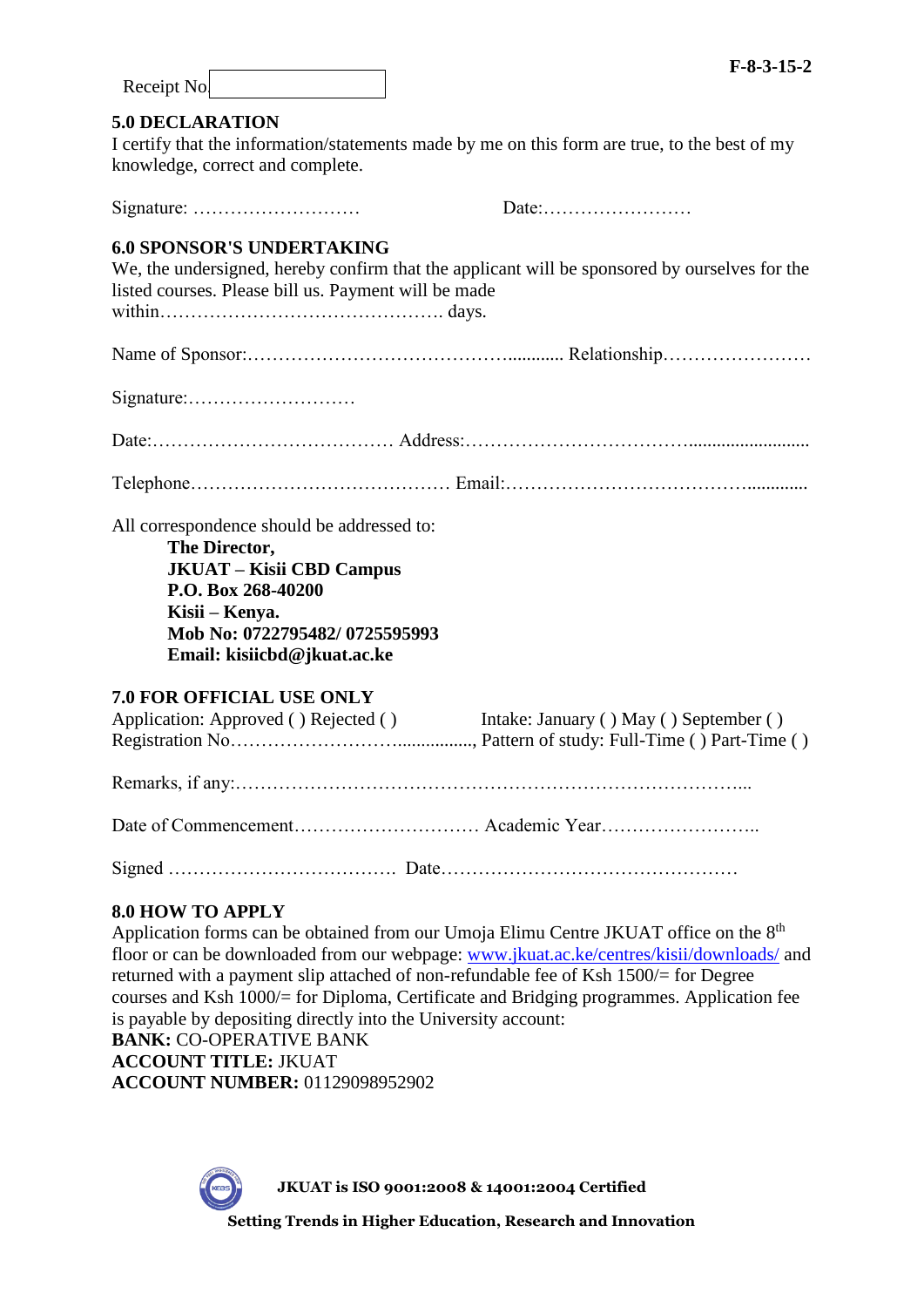Receipt No.

F-8-3-15-2

## 5.0 DECLARATION

I certify that the information/statements made by me on this form are true, to the best of my knowledge, correct and complete.

Signature: ………………………… Date:……………………

## 6.0 SPONSOR'S UNDERTAKING

We, the undersigned, hereby confirm that the applicant will be sponsored by ourselves for the listed courses. Please bill us. Payment will be made within………………………………………. days.

Name of Sponsor:…………………………………........... Relationship……………………

Signature:………………………

Date:………………………………… Address:……………………………….........................

Telephone…………………………………… Email:………………………………….............

All correspondence should be addressed to:

**The Director,**
**JKUAT – Kisii CBD Campus**
**P.O. Box 268-40200**
**Kisii – Kenya.**
**Mob No: 0722795482/ 0725595993**
**Email: kisiicbd@jkuat.ac.ke**

## 7.0 FOR OFFICIAL USE ONLY

Application: Approved ( ) Rejected ( ) Intake: January ( ) May ( ) September ( )
Registration No……………………................, Pattern of study: Full-Time ( ) Part-Time ( )

Remarks, if any:……………………………………………………………………...

Date of Commencement………………………… Academic Year……………………..

Signed ………………………………. Date…………………………………………

## 8.0 HOW TO APPLY

Application forms can be obtained from our Umoja Elimu Centre JKUAT office on the 8th floor or can be downloaded from our webpage: www.jkuat.ac.ke/centres/kisii/downloads/ and returned with a payment slip attached of non-refundable fee of Ksh 1500/= for Degree courses and Ksh 1000/= for Diploma, Certificate and Bridging programmes. Application fee is payable by depositing directly into the University account:

**BANK:** CO-OPERATIVE BANK
**ACCOUNT TITLE:** JKUAT
**ACCOUNT NUMBER:** 01129098952902

**JKUAT is ISO 9001:2008 & 14001:2004 Certified**

**Setting Trends in Higher Education, Research and Innovation**